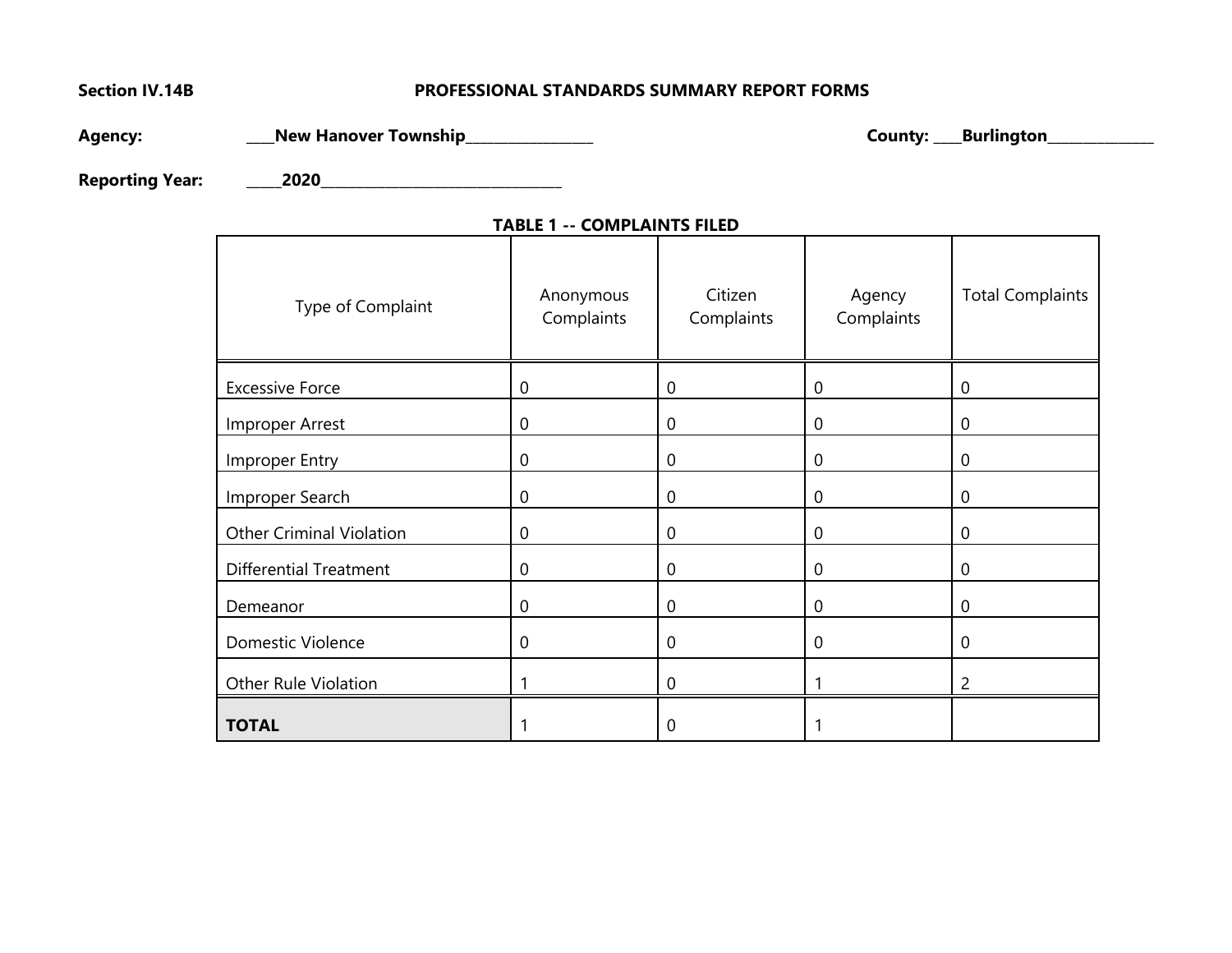**Section IV.14B** **PROFESSIONAL STANDARDS SUMMARY REPORT FORMS**

**Agency:** ____New Hanover Township________________ **County:** ____Burlington______________

**Reporting Year:** _____2020________________________________

**TABLE 1 -- COMPLAINTS FILED**

| Type of Complaint | Anonymous Complaints | Citizen Complaints | Agency Complaints | Total Complaints |
|---|---|---|---|---|
| Excessive Force | 0 | 0 | 0 | 0 |
| Improper Arrest | 0 | 0 | 0 | 0 |
| Improper Entry | 0 | 0 | 0 | 0 |
| Improper Search | 0 | 0 | 0 | 0 |
| Other Criminal Violation | 0 | 0 | 0 | 0 |
| Differential Treatment | 0 | 0 | 0 | 0 |
| Demeanor | 0 | 0 | 0 | 0 |
| Domestic Violence | 0 | 0 | 0 | 0 |
| Other Rule Violation | 1 | 0 | 1 | 2 |
| **TOTAL** | 1 | 0 | 1 | |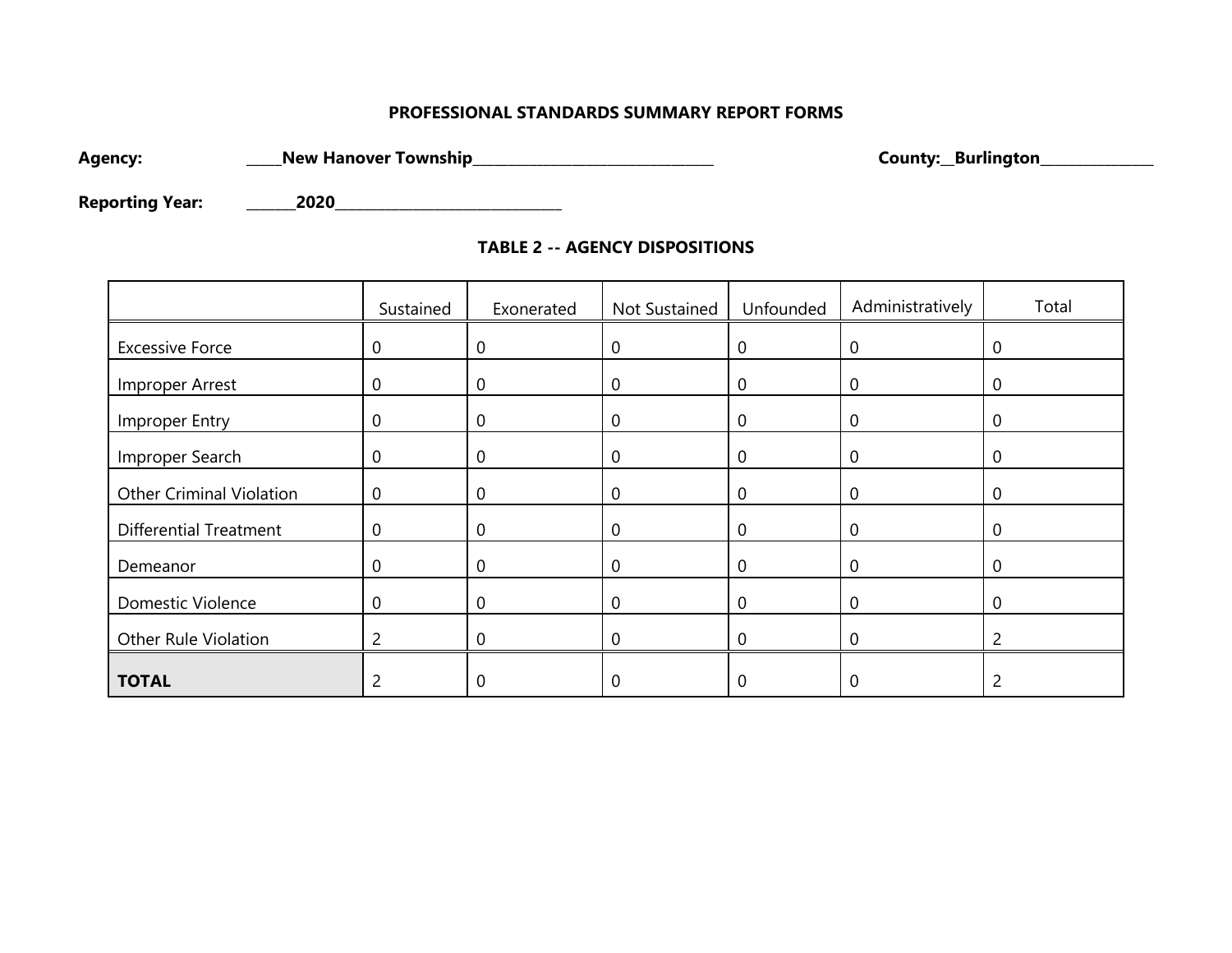**PROFESSIONAL STANDARDS SUMMARY REPORT FORMS**

**Agency:** _____**New Hanover Township**_________________________________ **County:**__**Burlington**_______________

**Reporting Year:** _______**2020**________________________________

**TABLE 2 -- AGENCY DISPOSITIONS**

| | Sustained | Exonerated | Not Sustained | Unfounded | Administratively | Total |
|---|---|---|---|---|---|---|
| Excessive Force | 0 | 0 | 0 | 0 | 0 | 0 |
| Improper Arrest | 0 | 0 | 0 | 0 | 0 | 0 |
| Improper Entry | 0 | 0 | 0 | 0 | 0 | 0 |
| Improper Search | 0 | 0 | 0 | 0 | 0 | 0 |
| Other Criminal Violation | 0 | 0 | 0 | 0 | 0 | 0 |
| Differential Treatment | 0 | 0 | 0 | 0 | 0 | 0 |
| Demeanor | 0 | 0 | 0 | 0 | 0 | 0 |
| Domestic Violence | 0 | 0 | 0 | 0 | 0 | 0 |
| Other Rule Violation | 2 | 0 | 0 | 0 | 0 | 2 |
| **TOTAL** | 2 | 0 | 0 | 0 | 0 | 2 |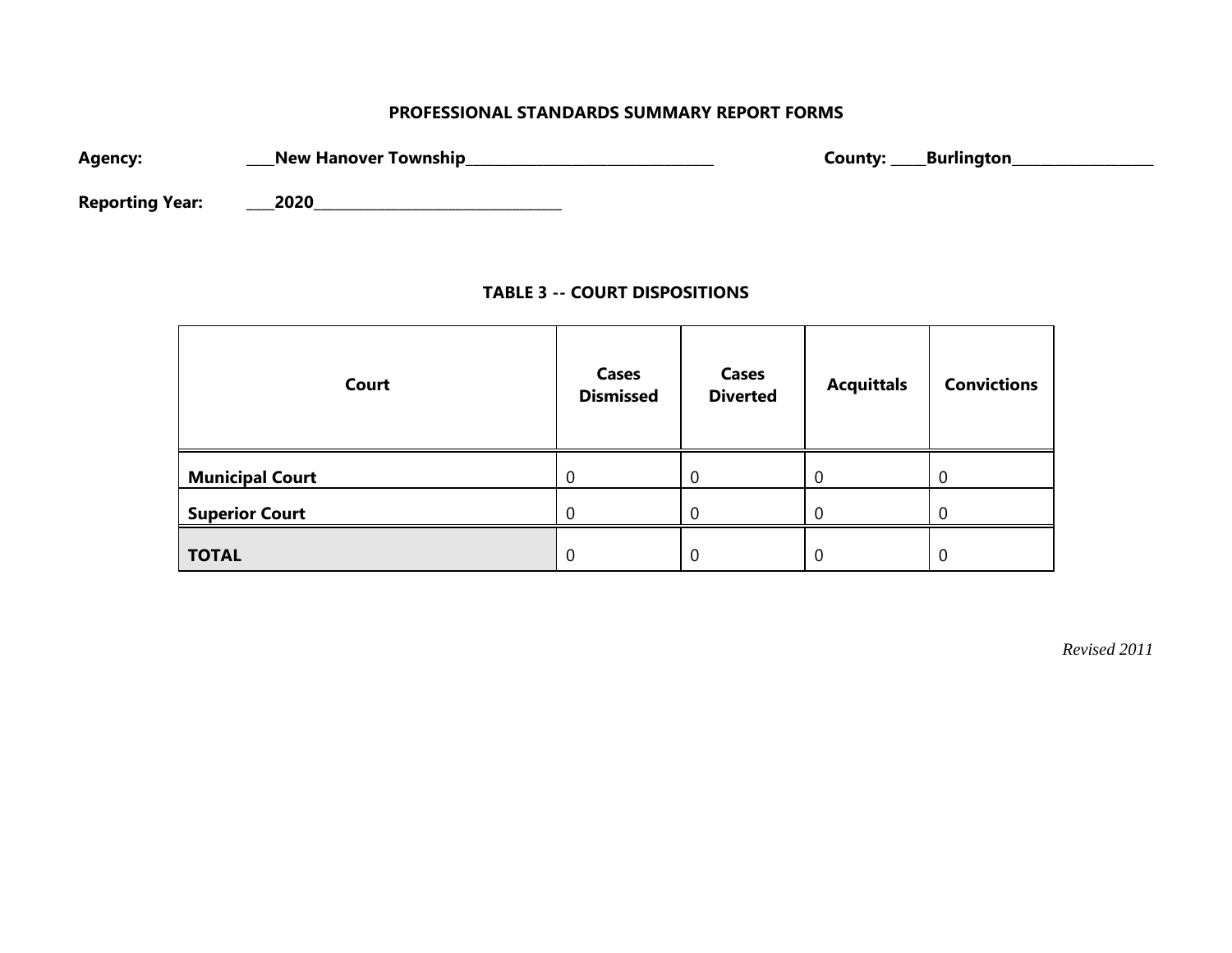**PROFESSIONAL STANDARDS SUMMARY REPORT FORMS**

**Agency:** ____**New Hanover Township**_________________________________ **County:** _____**Burlington**___________________

**Reporting Year:** ____**2020**__________________________________

**TABLE 3 -- COURT DISPOSITIONS**

| Court | Cases Dismissed | Cases Diverted | Acquittals | Convictions |
|---|---|---|---|---|
| **Municipal Court** | 0 | 0 | 0 | 0 |
| **Superior Court** | 0 | 0 | 0 | 0 |
| **TOTAL** | 0 | 0 | 0 | 0 |

*Revised 2011*